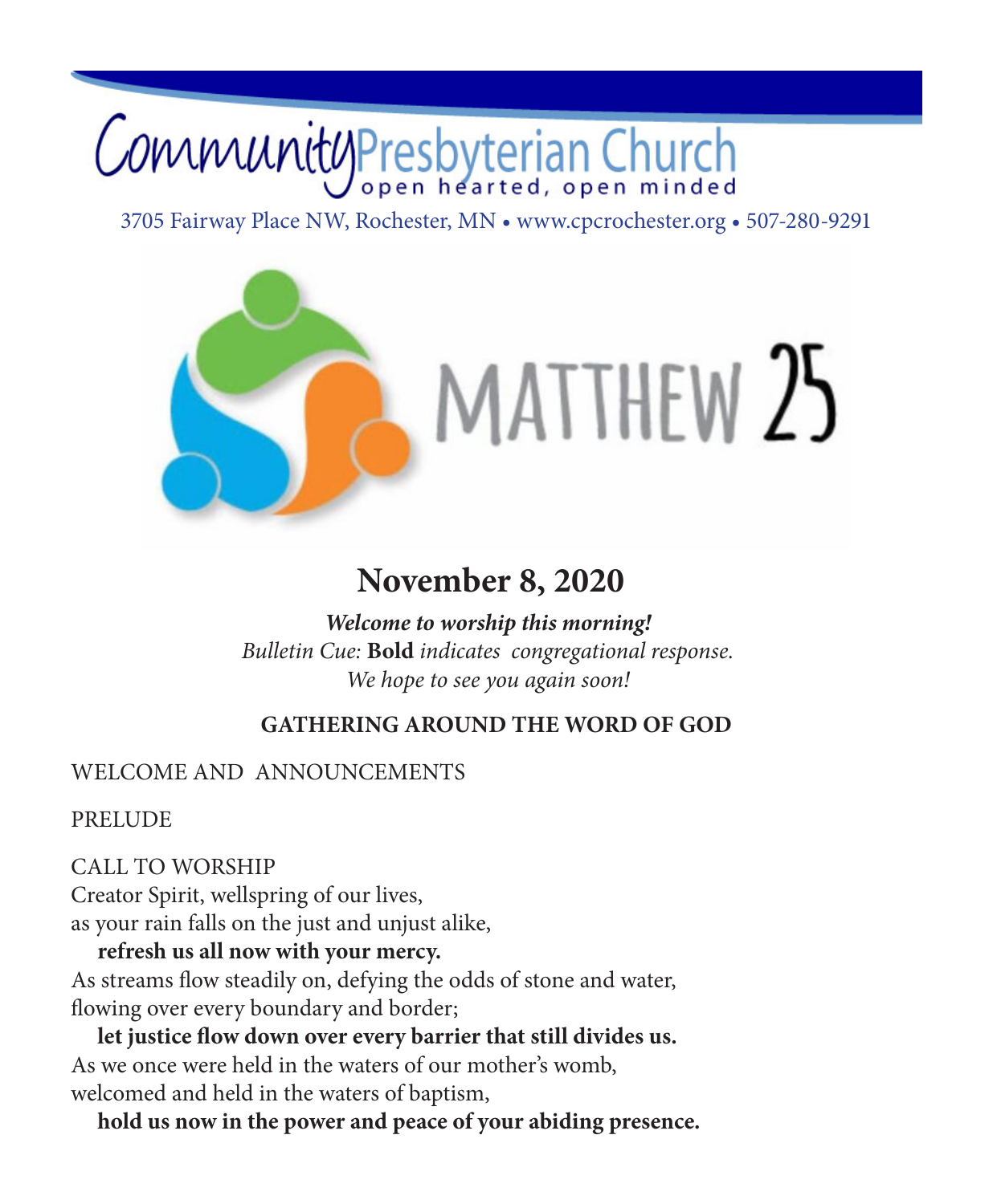# Community Presbyterian Church

open hearted, open minded

3705 Fairway Place NW, Rochester, MN • www.cpcrochester.org • 507-280-9291

MATTHEW 25

## November 8, 2020

***Welcome to worship this morning!***

*Bulletin Cue:* **Bold** *indicates congregational response.*

*We hope to see you again soon!*

### GATHERING AROUND THE WORD OF GOD

WELCOME AND ANNOUNCEMENTS

PRELUDE

CALL TO WORSHIP

Creator Spirit, wellspring of our lives,
as your rain falls on the just and unjust alike,

**refresh us all now with your mercy.**

As streams flow steadily on, defying the odds of stone and water,
flowing over every boundary and border;

**let justice flow down over every barrier that still divides us.**

As we once were held in the waters of our mother's womb,
welcomed and held in the waters of baptism,

**hold us now in the power and peace of your abiding presence.**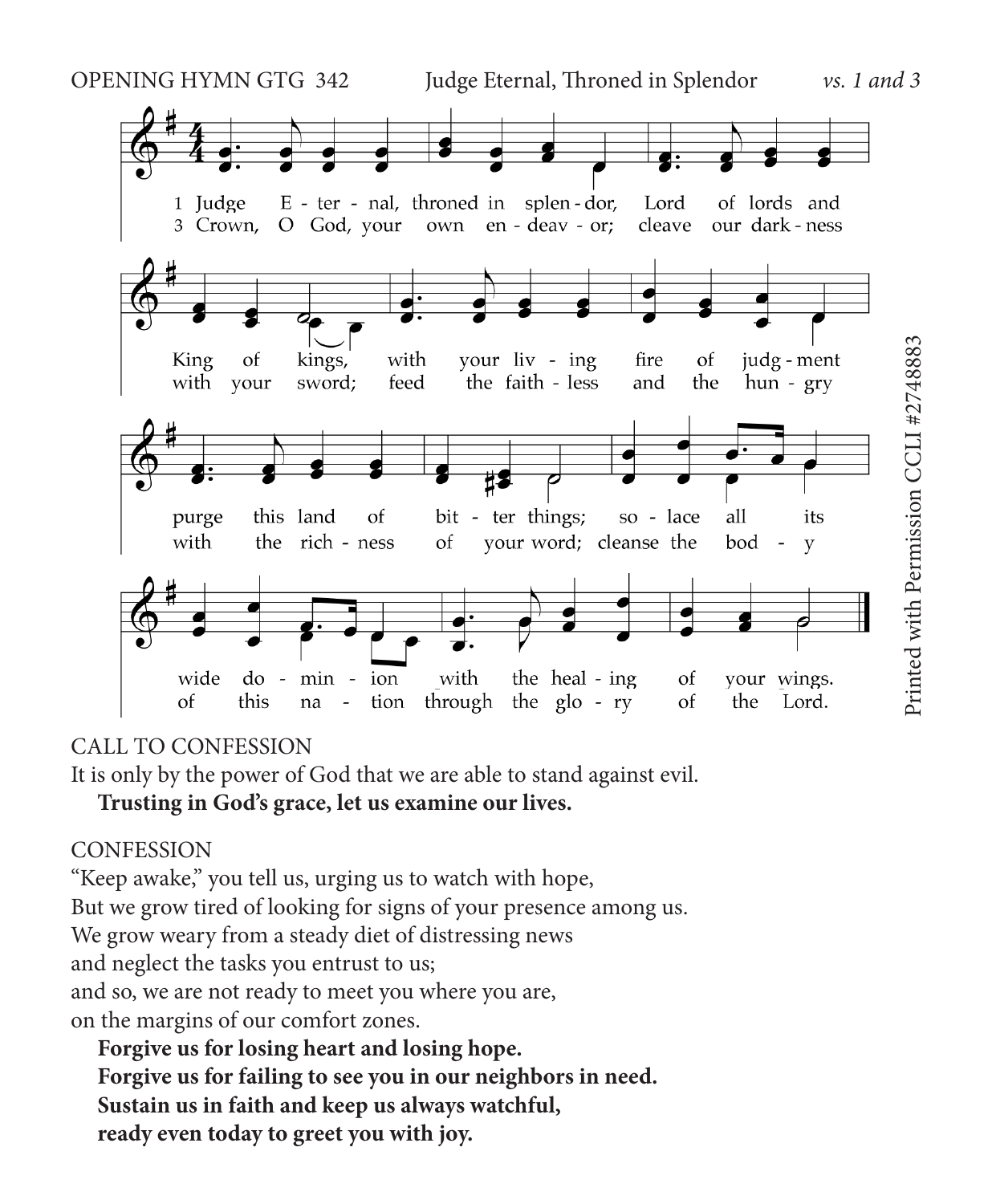OPENING HYMN GTG 342 Judge Eternal, Throned in Splendor *vs. 1 and 3*

1 Judge Eternal, throned in splendor, Lord of lords and King of kings, with your living fire of judgment purge this land of bitter things; solace all its wide dominion with the healing of your wings.

3 Crown, O God, your own endeavor; cleave our darkness with your sword; feed the faithless and the hungry with the richness of your word; cleanse the body of this nation through the glory of the Lord.

Printed with Permission CCLI #2748883

CALL TO CONFESSION

It is only by the power of God that we are able to stand against evil.

**Trusting in God's grace, let us examine our lives.**

CONFESSION

"Keep awake," you tell us, urging us to watch with hope,
But we grow tired of looking for signs of your presence among us.
We grow weary from a steady diet of distressing news
and neglect the tasks you entrust to us;
and so, we are not ready to meet you where you are,
on the margins of our comfort zones.

**Forgive us for losing heart and losing hope.**
**Forgive us for failing to see you in our neighbors in need.**
**Sustain us in faith and keep us always watchful,**
**ready even today to greet you with joy.**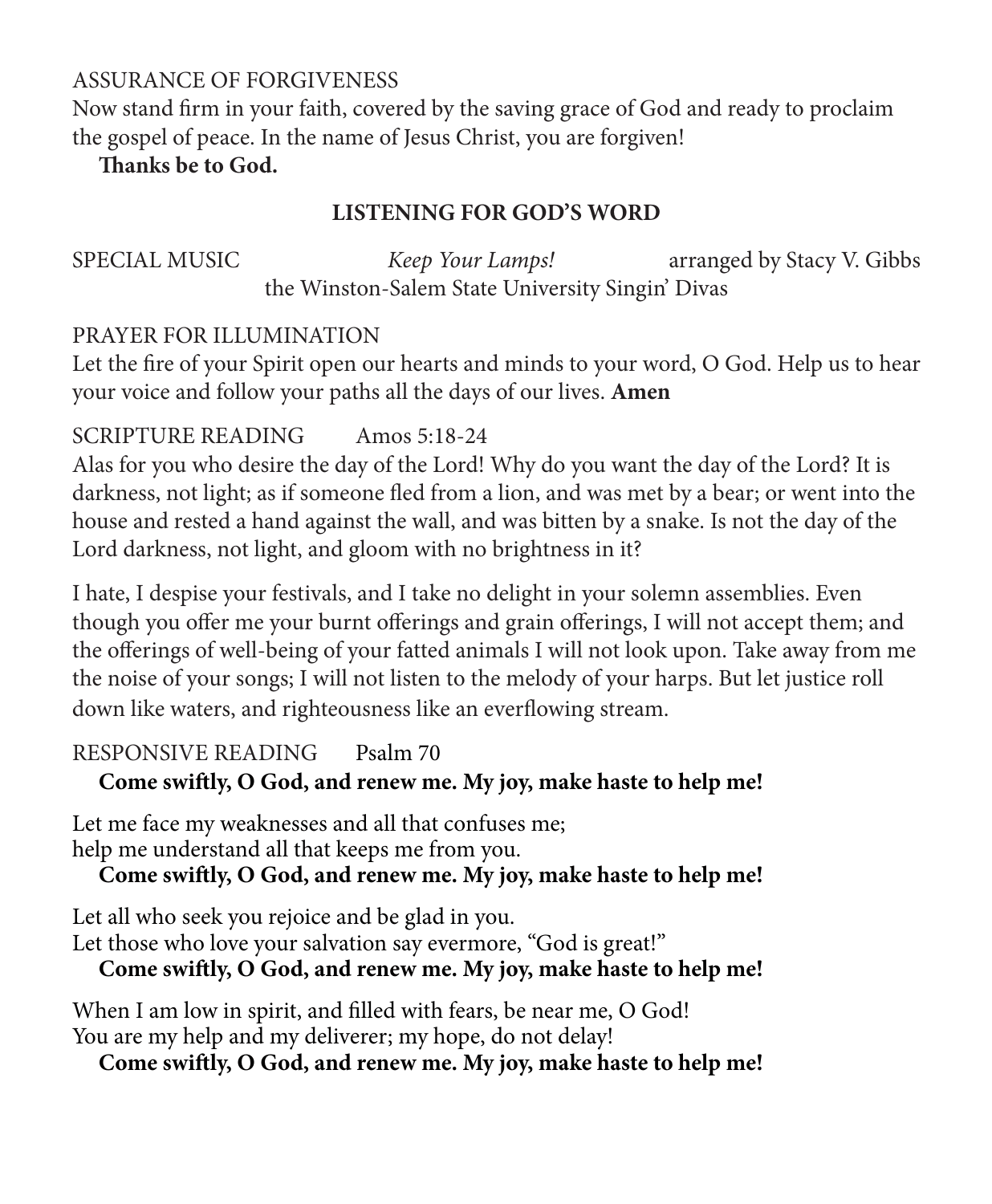ASSURANCE OF FORGIVENESS

Now stand firm in your faith, covered by the saving grace of God and ready to proclaim the gospel of peace. In the name of Jesus Christ, you are forgiven!

**Thanks be to God.**

## LISTENING FOR GOD'S WORD

SPECIAL MUSIC *Keep Your Lamps!* arranged by Stacy V. Gibbs
the Winston-Salem State University Singin' Divas

PRAYER FOR ILLUMINATION

Let the fire of your Spirit open our hearts and minds to your word, O God. Help us to hear your voice and follow your paths all the days of our lives. **Amen**

SCRIPTURE READING Amos 5:18-24

Alas for you who desire the day of the Lord! Why do you want the day of the Lord? It is darkness, not light; as if someone fled from a lion, and was met by a bear; or went into the house and rested a hand against the wall, and was bitten by a snake. Is not the day of the Lord darkness, not light, and gloom with no brightness in it?

I hate, I despise your festivals, and I take no delight in your solemn assemblies. Even though you offer me your burnt offerings and grain offerings, I will not accept them; and the offerings of well-being of your fatted animals I will not look upon. Take away from me the noise of your songs; I will not listen to the melody of your harps. But let justice roll down like waters, and righteousness like an everflowing stream.

RESPONSIVE READING Psalm 70

**Come swiftly, O God, and renew me. My joy, make haste to help me!**

Let me face my weaknesses and all that confuses me;
help me understand all that keeps me from you.

**Come swiftly, O God, and renew me. My joy, make haste to help me!**

Let all who seek you rejoice and be glad in you.
Let those who love your salvation say evermore, "God is great!"

**Come swiftly, O God, and renew me. My joy, make haste to help me!**

When I am low in spirit, and filled with fears, be near me, O God!
You are my help and my deliverer; my hope, do not delay!

**Come swiftly, O God, and renew me. My joy, make haste to help me!**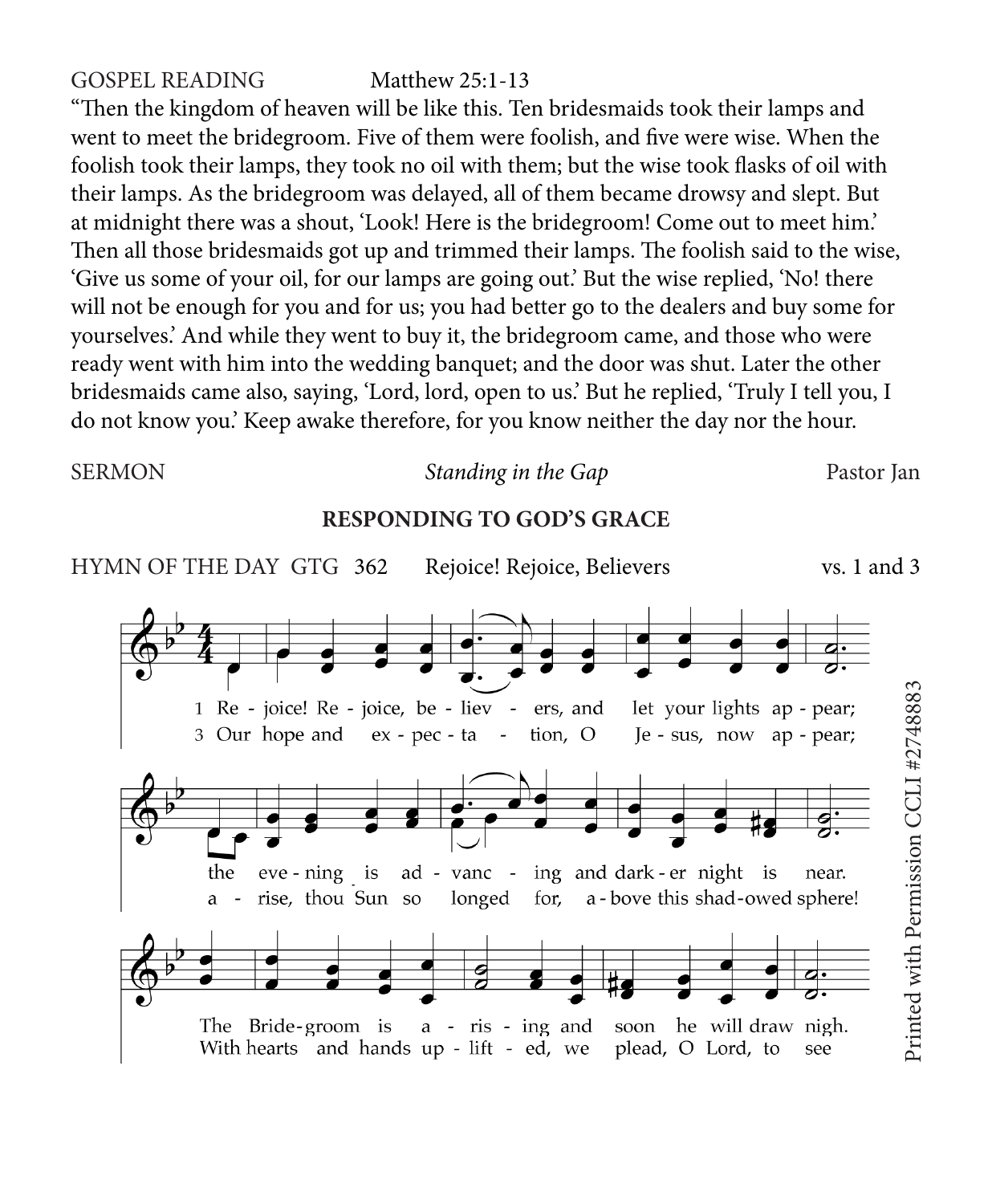GOSPEL READING Matthew 25:1-13

"Then the kingdom of heaven will be like this. Ten bridesmaids took their lamps and went to meet the bridegroom. Five of them were foolish, and five were wise. When the foolish took their lamps, they took no oil with them; but the wise took flasks of oil with their lamps. As the bridegroom was delayed, all of them became drowsy and slept. But at midnight there was a shout, 'Look! Here is the bridegroom! Come out to meet him.' Then all those bridesmaids got up and trimmed their lamps. The foolish said to the wise, 'Give us some of your oil, for our lamps are going out.' But the wise replied, 'No! there will not be enough for you and for us; you had better go to the dealers and buy some for yourselves.' And while they went to buy it, the bridegroom came, and those who were ready went with him into the wedding banquet; and the door was shut. Later the other bridesmaids came also, saying, 'Lord, lord, open to us.' But he replied, 'Truly I tell you, I do not know you.' Keep awake therefore, for you know neither the day nor the hour.

SERMON *Standing in the Gap* Pastor Jan

## RESPONDING TO GOD'S GRACE

HYMN OF THE DAY GTG 362 Rejoice! Rejoice, Believers vs. 1 and 3

1 Re - joice! Re - joice, be - liev - ers, and let your lights ap - pear;
3 Our hope and ex - pec - ta - tion, O Je - sus, now ap - pear;

the eve - ning is ad - vanc - ing and dark - er night is near.
a - rise, thou Sun so longed for, a - bove this shad - owed sphere!

The Bride - groom is a - ris - ing and soon he will draw nigh.
With hearts and hands up - lift - ed, we plead, O Lord, to see

Printed with Permission CCLI #2748883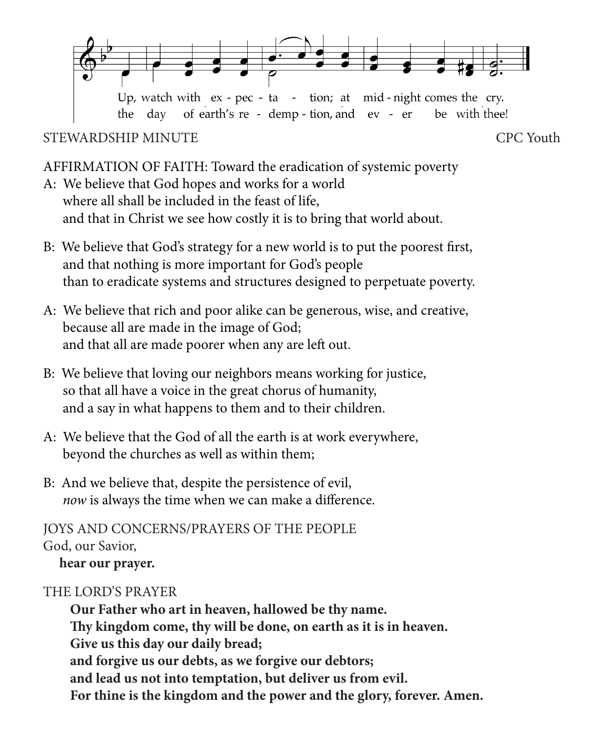Up, watch with ex - pec - ta - tion; at mid - night comes the cry.
the day of earth's re - demp - tion, and ev - er be with thee!

STEWARDSHIP MINUTE CPC Youth

AFFIRMATION OF FAITH: Toward the eradication of systemic poverty

A: We believe that God hopes and works for a world
where all shall be included in the feast of life,
and that in Christ we see how costly it is to bring that world about.

B: We believe that God's strategy for a new world is to put the poorest first,
and that nothing is more important for God's people
than to eradicate systems and structures designed to perpetuate poverty.

A: We believe that rich and poor alike can be generous, wise, and creative,
because all are made in the image of God;
and that all are made poorer when any are left out.

B: We believe that loving our neighbors means working for justice,
so that all have a voice in the great chorus of humanity,
and a say in what happens to them and to their children.

A: We believe that the God of all the earth is at work everywhere,
beyond the churches as well as within them;

B: And we believe that, despite the persistence of evil,
*now* is always the time when we can make a difference.

JOYS AND CONCERNS/PRAYERS OF THE PEOPLE

God, our Savior,
**hear our prayer.**

THE LORD'S PRAYER

**Our Father who art in heaven, hallowed be thy name.**
**Thy kingdom come, thy will be done, on earth as it is in heaven.**
**Give us this day our daily bread;**
**and forgive us our debts, as we forgive our debtors;**
**and lead us not into temptation, but deliver us from evil.**
**For thine is the kingdom and the power and the glory, forever. Amen.**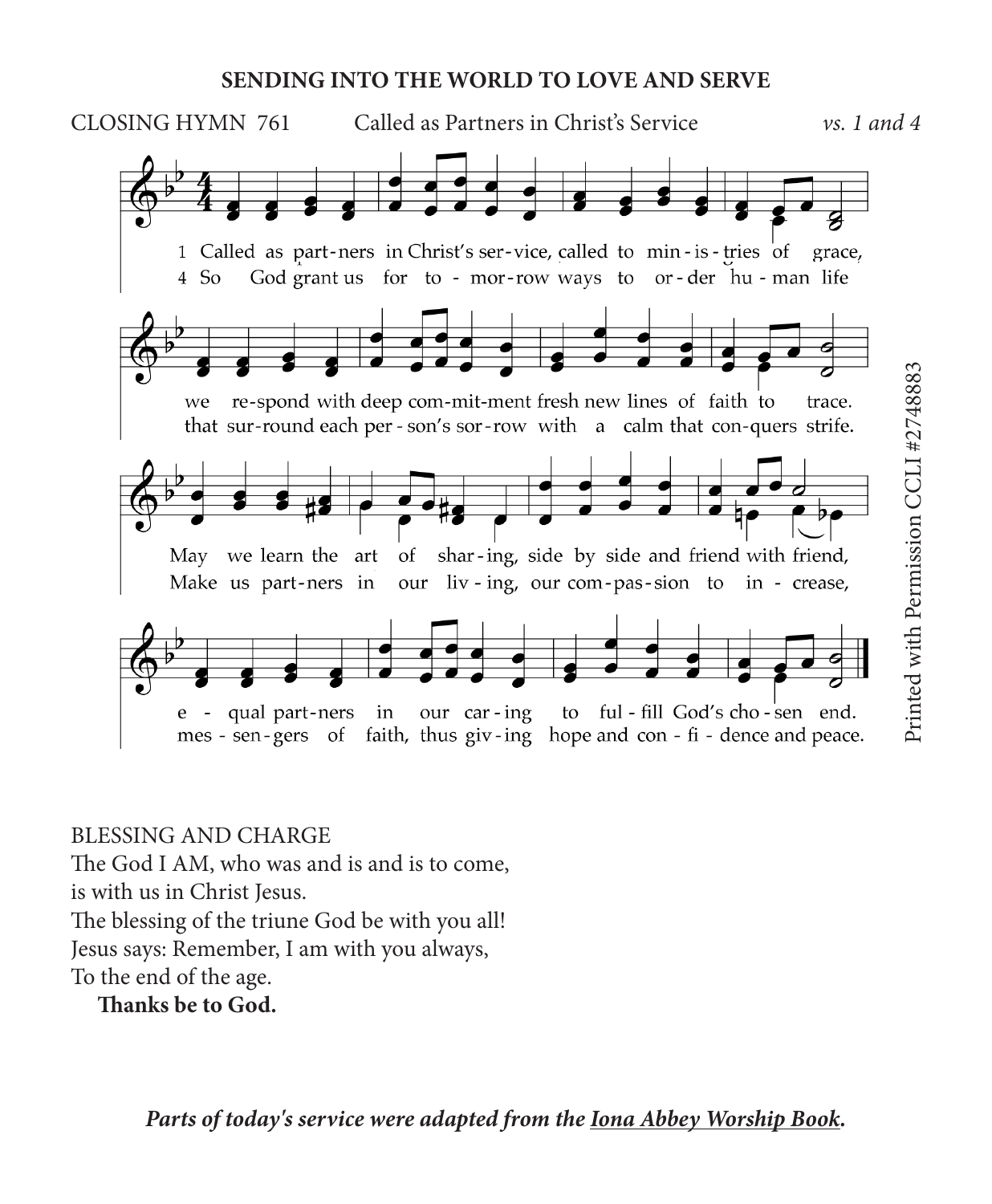## SENDING INTO THE WORLD TO LOVE AND SERVE

CLOSING HYMN 761 Called as Partners in Christ's Service *vs. 1 and 4*

1 Called as partners in Christ's service, called to ministries of grace,
we respond with deep commitment fresh new lines of faith to trace.
May we learn the art of sharing, side by side and friend with friend,
equal partners in our caring to fulfill God's chosen end.

4 So God grant us for tomorrow ways to order human life
that surround each person's sorrow with a calm that conquers strife.
Make us partners in our living, our compassion to increase,
messengers of faith, thus giving hope and confidence and peace.

Printed with Permission CCLI #2748883

BLESSING AND CHARGE

The God I AM, who was and is and is to come,
is with us in Christ Jesus.
The blessing of the triune God be with you all!
Jesus says: Remember, I am with you always,
To the end of the age.
**Thanks be to God.**

***Parts of today's service were adapted from the Iona Abbey Worship Book.***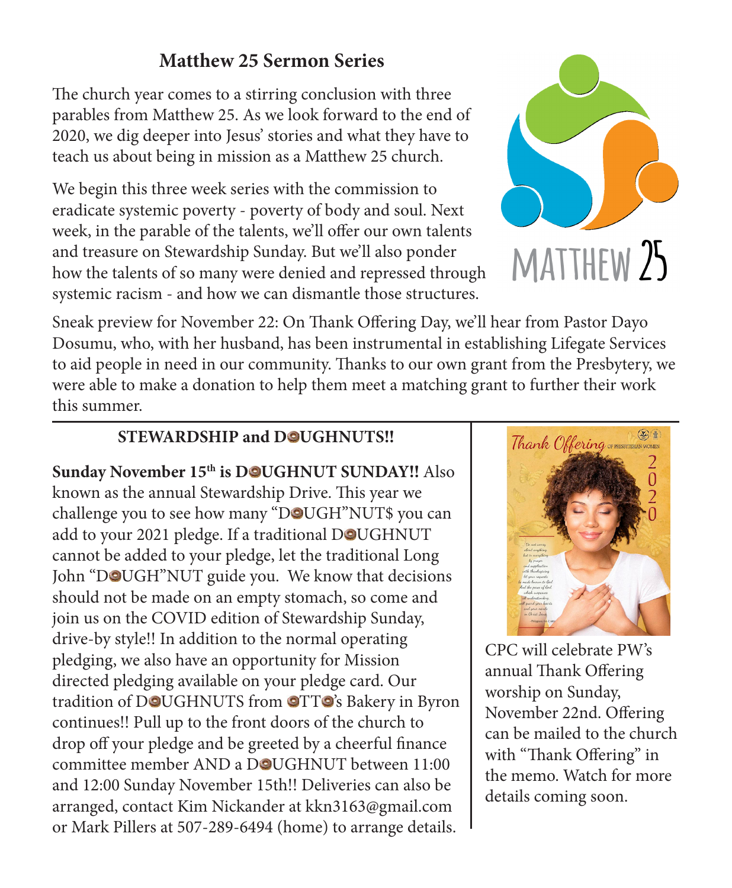## Matthew 25 Sermon Series

The church year comes to a stirring conclusion with three parables from Matthew 25. As we look forward to the end of 2020, we dig deeper into Jesus' stories and what they have to teach us about being in mission as a Matthew 25 church.

We begin this three week series with the commission to eradicate systemic poverty - poverty of body and soul. Next week, in the parable of the talents, we'll offer our own talents and treasure on Stewardship Sunday. But we'll also ponder how the talents of so many were denied and repressed through systemic racism - and how we can dismantle those structures.

Sneak preview for November 22: On Thank Offering Day, we'll hear from Pastor Dayo Dosumu, who, with her husband, has been instrumental in establishing Lifegate Services to aid people in need in our community. Thanks to our own grant from the Presbytery, we were able to make a donation to help them meet a matching grant to further their work this summer.

---

### STEWARDSHIP and DOUGHNUTS!!

**Sunday November 15th is DOUGHNUT SUNDAY!!** Also known as the annual Stewardship Drive. This year we challenge you to see how many "DOUGH"NUT$ you can add to your 2021 pledge. If a traditional DOUGHNUT cannot be added to your pledge, let the traditional Long John "DOUGH"NUT guide you. We know that decisions should not be made on an empty stomach, so come and join us on the COVID edition of Stewardship Sunday, drive-by style!! In addition to the normal operating pledging, we also have an opportunity for Mission directed pledging available on your pledge card. Our tradition of DOUGHNUTS from OTTO's Bakery in Byron continues!! Pull up to the front doors of the church to drop off your pledge and be greeted by a cheerful finance committee member AND a DOUGHNUT between 11:00 and 12:00 Sunday November 15th!! Deliveries can also be arranged, contact Kim Nickander at kkn3163@gmail.com or Mark Pillers at 507-289-6494 (home) to arrange details.

CPC will celebrate PW's annual Thank Offering worship on Sunday, November 22nd. Offering can be mailed to the church with "Thank Offering" in the memo. Watch for more details coming soon.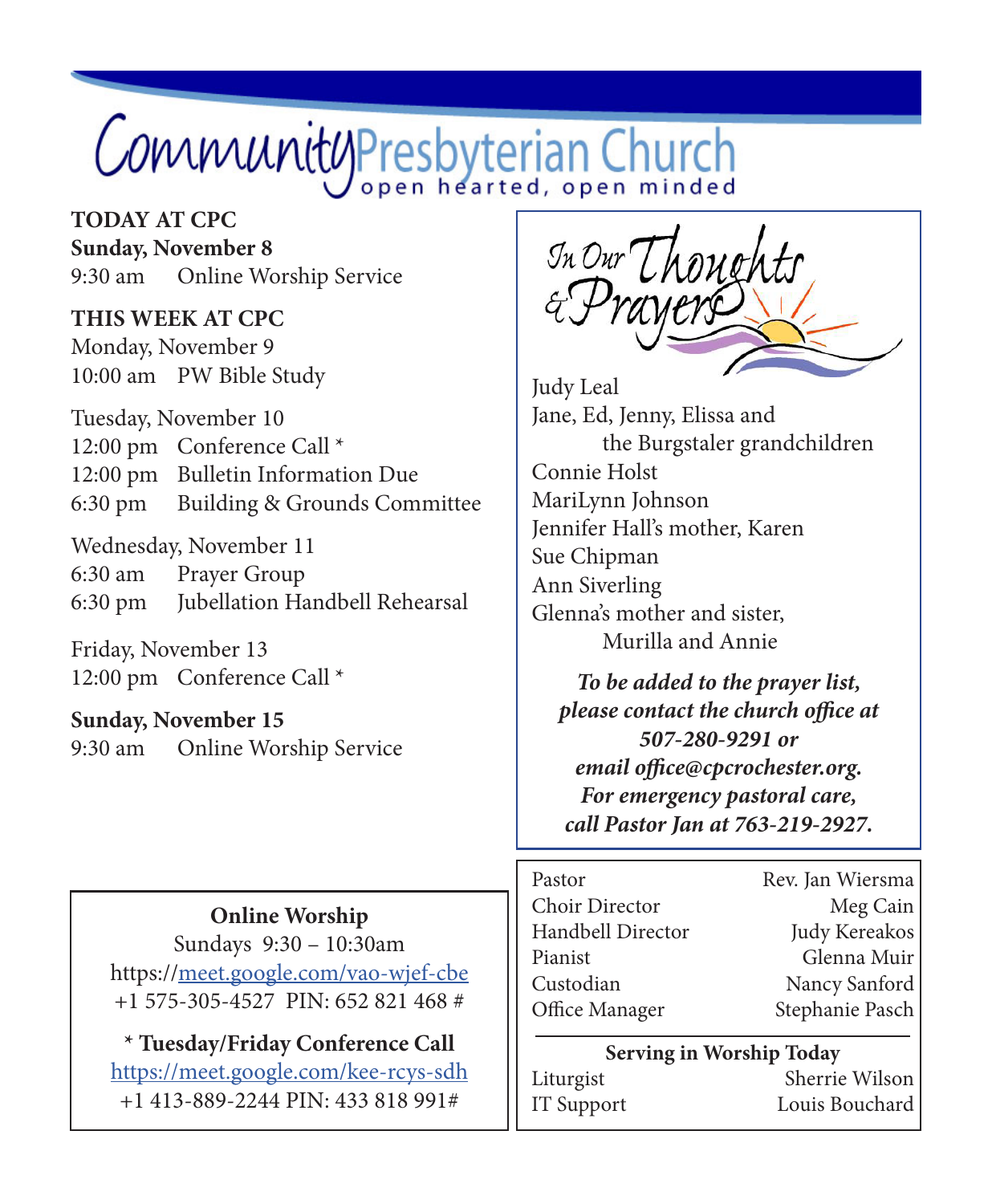# Community Presbyterian Church

open hearted, open minded

**TODAY AT CPC**

**Sunday, November 8**

9:30 am Online Worship Service

**THIS WEEK AT CPC**

Monday, November 9

10:00 am PW Bible Study

Tuesday, November 10

12:00 pm Conference Call *

12:00 pm Bulletin Information Due

6:30 pm Building & Grounds Committee

Wednesday, November 11

6:30 am Prayer Group

6:30 pm Jubellation Handbell Rehearsal

Friday, November 13

12:00 pm Conference Call *

**Sunday, November 15**

9:30 am Online Worship Service

**Online Worship**

Sundays 9:30 – 10:30am

https://meet.google.com/vao-wjef-cbe

+1 575-305-4527 PIN: 652 821 468 #

**\* Tuesday/Friday Conference Call**

https://meet.google.com/kee-rcys-sdh

+1 413-889-2244 PIN: 433 818 991#

## In Our Thoughts & Prayers

Judy Leal

Jane, Ed, Jenny, Elissa and the Burgstaler grandchildren

Connie Holst

MariLynn Johnson

Jennifer Hall's mother, Karen

Sue Chipman

Ann Siverling

Glenna's mother and sister, Murilla and Annie

***To be added to the prayer list, please contact the church office at 507-280-9291 or email office@cpcrochester.org. For emergency pastoral care, call Pastor Jan at 763-219-2927.***

| | |
|---|---|
| Pastor | Rev. Jan Wiersma |
| Choir Director | Meg Cain |
| Handbell Director | Judy Kereakos |
| Pianist | Glenna Muir |
| Custodian | Nancy Sanford |
| Office Manager | Stephanie Pasch |

**Serving in Worship Today**

| | |
|---|---|
| Liturgist | Sherrie Wilson |
| IT Support | Louis Bouchard |